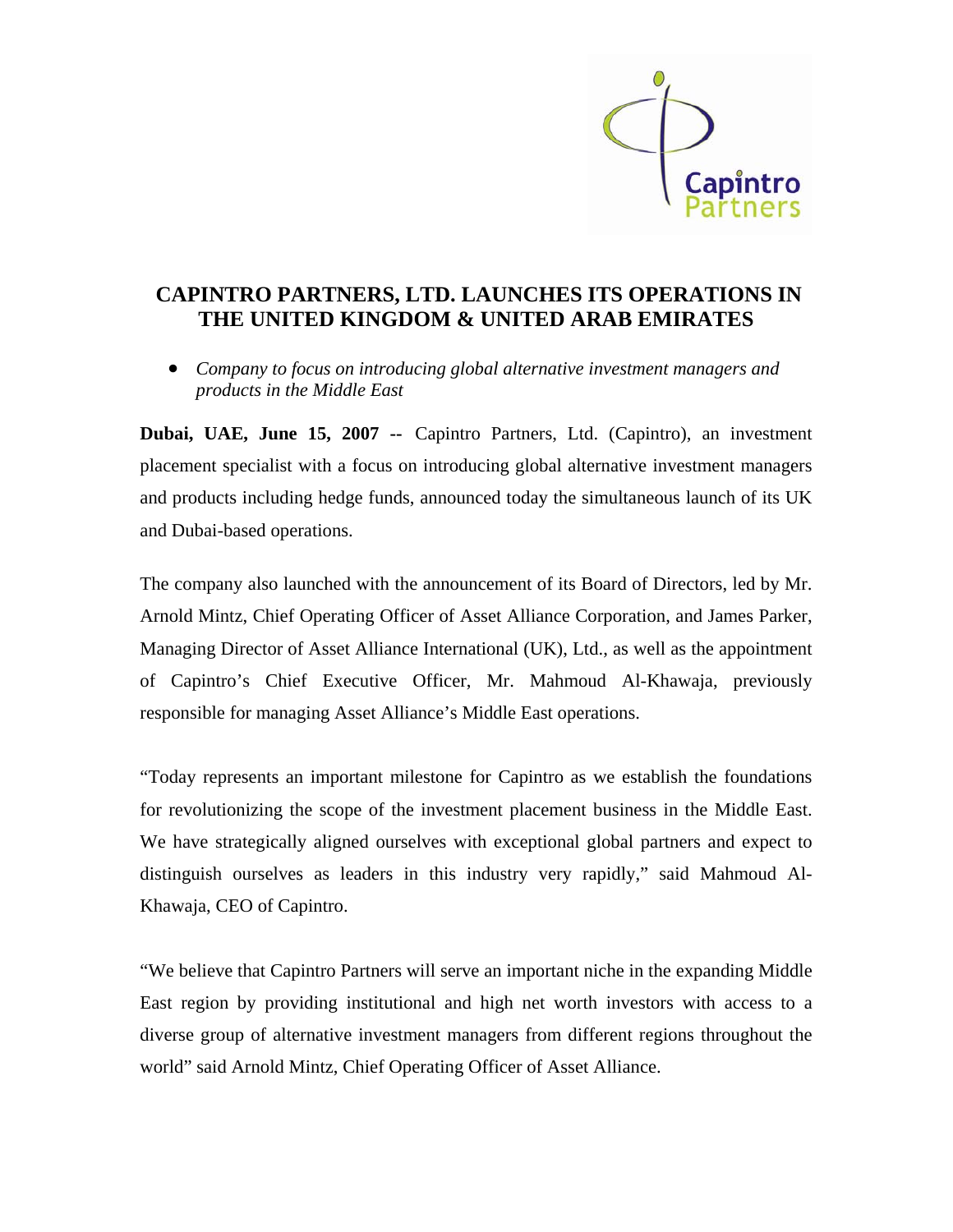# CAPINTRO PARTNERS, LTD. LAUNCHES ITS OPERATIONS IN THE UNITED KINGDOM & UNITED ARAB EMIRATES

- *Company to focus on introducing global alternative investment managers and products in the Middle East*

**Dubai, UAE, June 15, 2007 --** Capintro Partners, Ltd. (Capintro), an investment placement specialist with a focus on introducing global alternative investment managers and products including hedge funds, announced today the simultaneous launch of its UK and Dubai-based operations.

The company also launched with the announcement of its Board of Directors, led by Mr. Arnold Mintz, Chief Operating Officer of Asset Alliance Corporation, and James Parker, Managing Director of Asset Alliance International (UK), Ltd., as well as the appointment of Capintro's Chief Executive Officer, Mr. Mahmoud Al-Khawaja, previously responsible for managing Asset Alliance's Middle East operations.

"Today represents an important milestone for Capintro as we establish the foundations for revolutionizing the scope of the investment placement business in the Middle East. We have strategically aligned ourselves with exceptional global partners and expect to distinguish ourselves as leaders in this industry very rapidly," said Mahmoud Al-Khawaja, CEO of Capintro.

"We believe that Capintro Partners will serve an important niche in the expanding Middle East region by providing institutional and high net worth investors with access to a diverse group of alternative investment managers from different regions throughout the world" said Arnold Mintz, Chief Operating Officer of Asset Alliance.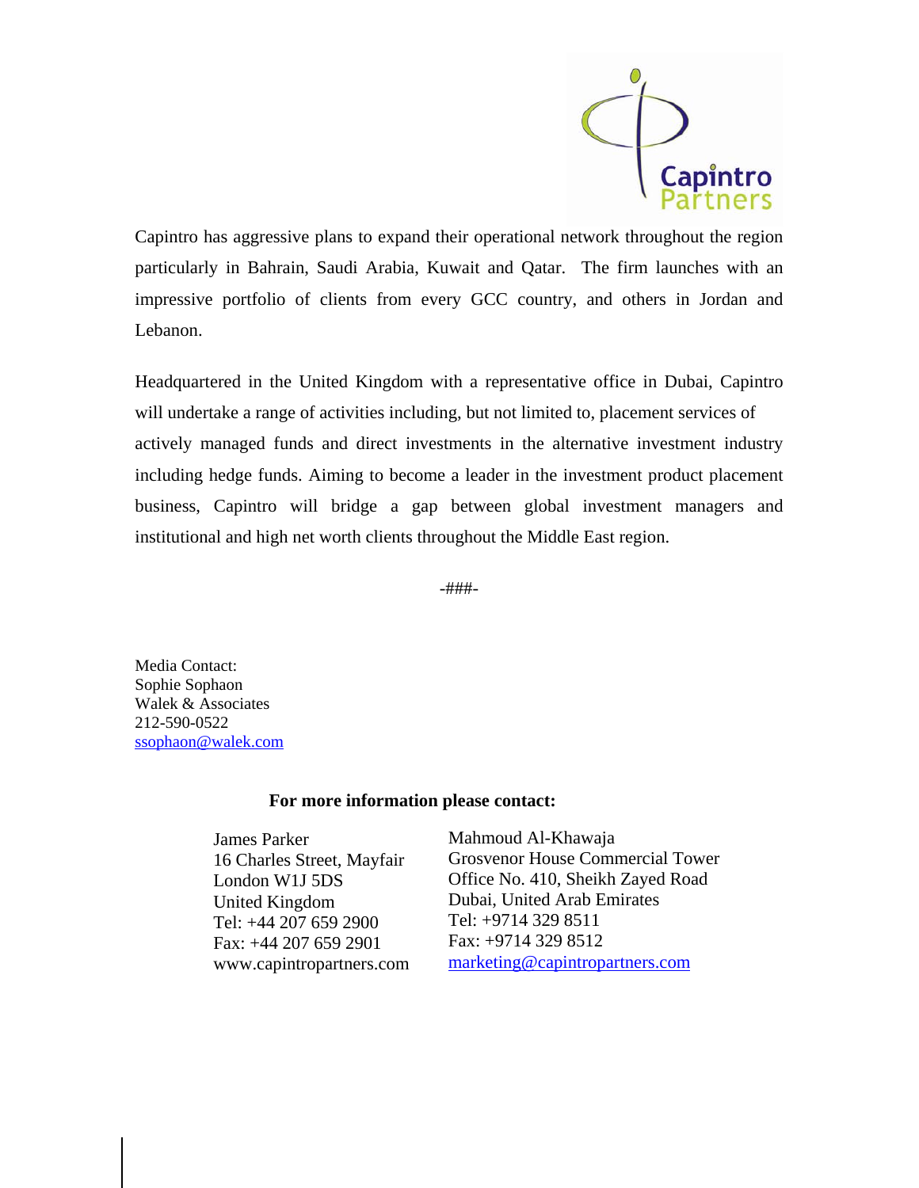Capintro has aggressive plans to expand their operational network throughout the region particularly in Bahrain, Saudi Arabia, Kuwait and Qatar. The firm launches with an impressive portfolio of clients from every GCC country, and others in Jordan and Lebanon.

Headquartered in the United Kingdom with a representative office in Dubai, Capintro will undertake a range of activities including, but not limited to, placement services of actively managed funds and direct investments in the alternative investment industry including hedge funds. Aiming to become a leader in the investment product placement business, Capintro will bridge a gap between global investment managers and institutional and high net worth clients throughout the Middle East region.

-###-

Media Contact:
Sophie Sophaon
Walek & Associates
212-590-0522
ssophaon@walek.com

**For more information please contact:**

James Parker
16 Charles Street, Mayfair
London W1J 5DS
United Kingdom
Tel: +44 207 659 2900
Fax: +44 207 659 2901
www.capintropartners.com

Mahmoud Al-Khawaja
Grosvenor House Commercial Tower
Office No. 410, Sheikh Zayed Road
Dubai, United Arab Emirates
Tel: +9714 329 8511
Fax: +9714 329 8512
marketing@capintropartners.com